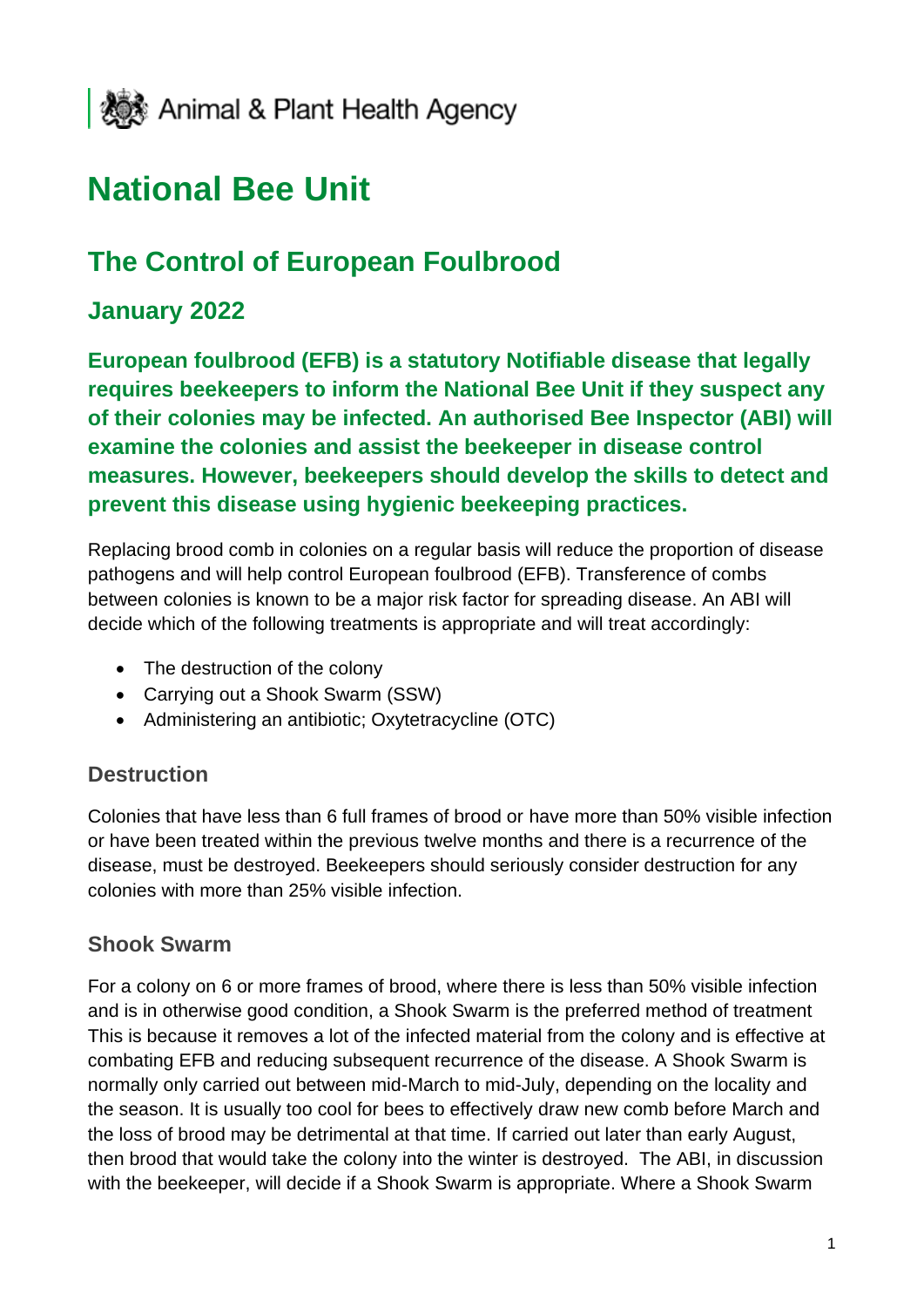Animal & Plant Health Agency

# National Bee Unit

## The Control of European Foulbrood

### January 2022

**European foulbrood (EFB) is a statutory Notifiable disease that legally requires beekeepers to inform the National Bee Unit if they suspect any of their colonies may be infected. An authorised Bee Inspector (ABI) will examine the colonies and assist the beekeeper in disease control measures. However, beekeepers should develop the skills to detect and prevent this disease using hygienic beekeeping practices.**

Replacing brood comb in colonies on a regular basis will reduce the proportion of disease pathogens and will help control European foulbrood (EFB). Transference of combs between colonies is known to be a major risk factor for spreading disease. An ABI will decide which of the following treatments is appropriate and will treat accordingly:

- The destruction of the colony
- Carrying out a Shook Swarm (SSW)
- Administering an antibiotic; Oxytetracycline (OTC)

### Destruction

Colonies that have less than 6 full frames of brood or have more than 50% visible infection or have been treated within the previous twelve months and there is a recurrence of the disease, must be destroyed. Beekeepers should seriously consider destruction for any colonies with more than 25% visible infection.

### Shook Swarm

For a colony on 6 or more frames of brood, where there is less than 50% visible infection and is in otherwise good condition, a Shook Swarm is the preferred method of treatment This is because it removes a lot of the infected material from the colony and is effective at combating EFB and reducing subsequent recurrence of the disease. A Shook Swarm is normally only carried out between mid-March to mid-July, depending on the locality and the season. It is usually too cool for bees to effectively draw new comb before March and the loss of brood may be detrimental at that time. If carried out later than early August, then brood that would take the colony into the winter is destroyed. The ABI, in discussion with the beekeeper, will decide if a Shook Swarm is appropriate. Where a Shook Swarm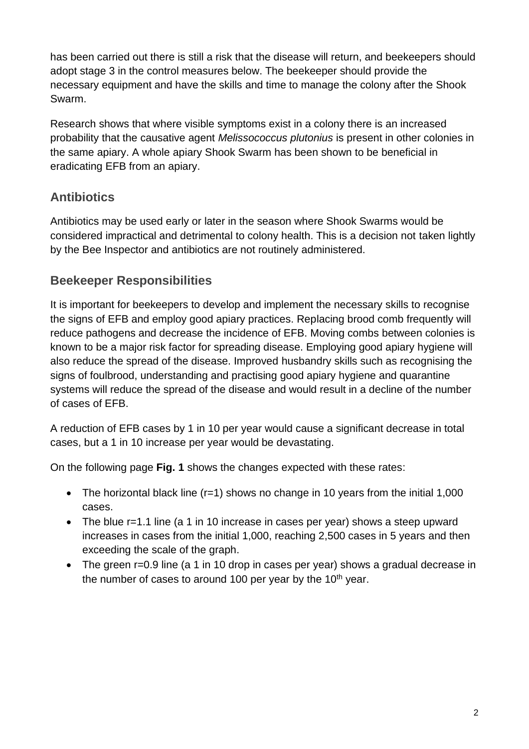has been carried out there is still a risk that the disease will return, and beekeepers should adopt stage 3 in the control measures below. The beekeeper should provide the necessary equipment and have the skills and time to manage the colony after the Shook Swarm.

Research shows that where visible symptoms exist in a colony there is an increased probability that the causative agent *Melissococcus plutonius* is present in other colonies in the same apiary. A whole apiary Shook Swarm has been shown to be beneficial in eradicating EFB from an apiary.

## Antibiotics

Antibiotics may be used early or later in the season where Shook Swarms would be considered impractical and detrimental to colony health. This is a decision not taken lightly by the Bee Inspector and antibiotics are not routinely administered.

## Beekeeper Responsibilities

It is important for beekeepers to develop and implement the necessary skills to recognise the signs of EFB and employ good apiary practices. Replacing brood comb frequently will reduce pathogens and decrease the incidence of EFB. Moving combs between colonies is known to be a major risk factor for spreading disease. Employing good apiary hygiene will also reduce the spread of the disease. Improved husbandry skills such as recognising the signs of foulbrood, understanding and practising good apiary hygiene and quarantine systems will reduce the spread of the disease and would result in a decline of the number of cases of EFB.

A reduction of EFB cases by 1 in 10 per year would cause a significant decrease in total cases, but a 1 in 10 increase per year would be devastating.

On the following page **Fig. 1** shows the changes expected with these rates:

- The horizontal black line (r=1) shows no change in 10 years from the initial 1,000 cases.
- The blue r=1.1 line (a 1 in 10 increase in cases per year) shows a steep upward increases in cases from the initial 1,000, reaching 2,500 cases in 5 years and then exceeding the scale of the graph.
- The green r=0.9 line (a 1 in 10 drop in cases per year) shows a gradual decrease in the number of cases to around 100 per year by the 10th year.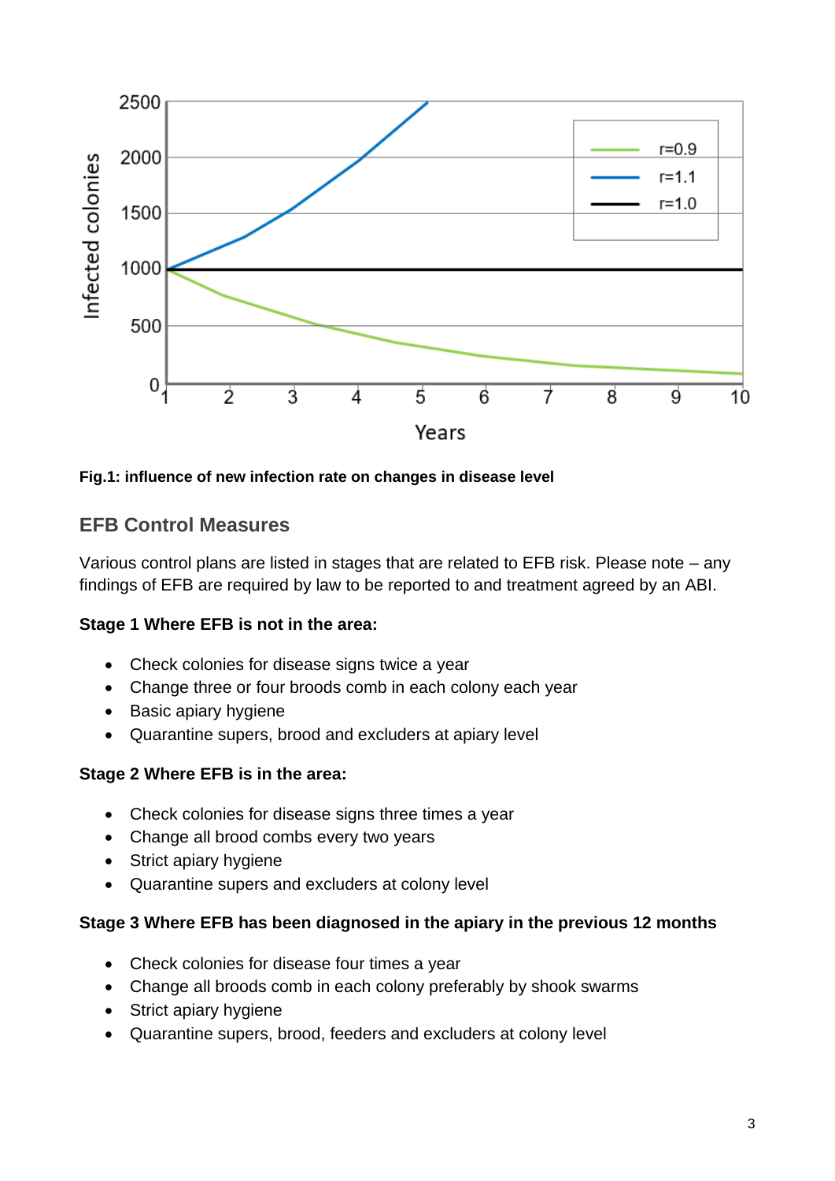Fig.1: influence of new infection rate on changes in disease level

## EFB Control Measures

Various control plans are listed in stages that are related to EFB risk. Please note – any findings of EFB are required by law to be reported to and treatment agreed by an ABI.

**Stage 1 Where EFB is not in the area:**

- Check colonies for disease signs twice a year
- Change three or four broods comb in each colony each year
- Basic apiary hygiene
- Quarantine supers, brood and excluders at apiary level

**Stage 2 Where EFB is in the area:**

- Check colonies for disease signs three times a year
- Change all brood combs every two years
- Strict apiary hygiene
- Quarantine supers and excluders at colony level

**Stage 3 Where EFB has been diagnosed in the apiary in the previous 12 months**

- Check colonies for disease four times a year
- Change all broods comb in each colony preferably by shook swarms
- Strict apiary hygiene
- Quarantine supers, brood, feeders and excluders at colony level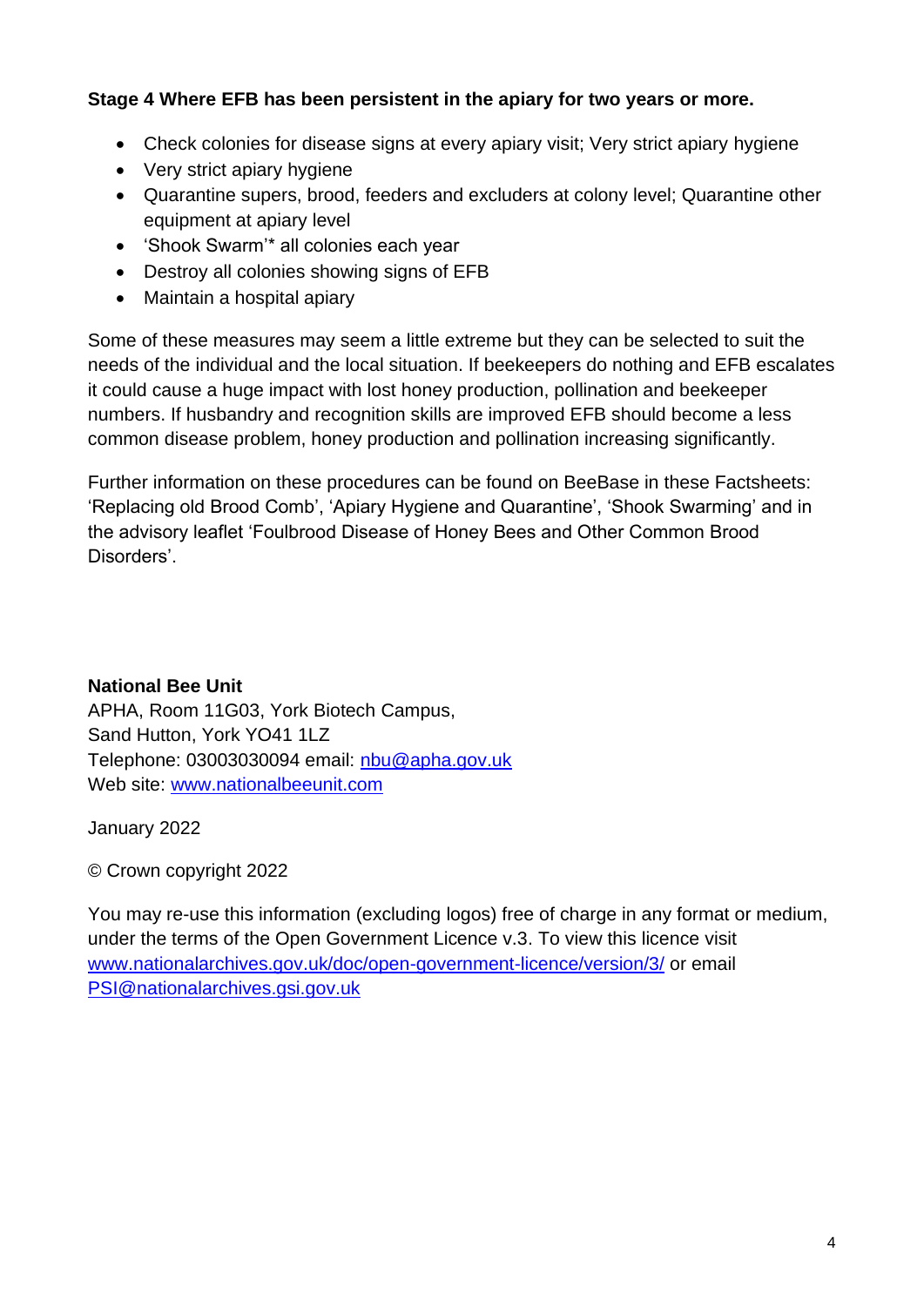**Stage 4 Where EFB has been persistent in the apiary for two years or more.**

- Check colonies for disease signs at every apiary visit; Very strict apiary hygiene
- Very strict apiary hygiene
- Quarantine supers, brood, feeders and excluders at colony level; Quarantine other equipment at apiary level
- 'Shook Swarm'* all colonies each year
- Destroy all colonies showing signs of EFB
- Maintain a hospital apiary

Some of these measures may seem a little extreme but they can be selected to suit the needs of the individual and the local situation. If beekeepers do nothing and EFB escalates it could cause a huge impact with lost honey production, pollination and beekeeper numbers. If husbandry and recognition skills are improved EFB should become a less common disease problem, honey production and pollination increasing significantly.

Further information on these procedures can be found on BeeBase in these Factsheets: 'Replacing old Brood Comb', 'Apiary Hygiene and Quarantine', 'Shook Swarming' and in the advisory leaflet 'Foulbrood Disease of Honey Bees and Other Common Brood Disorders'.

**National Bee Unit**
APHA, Room 11G03, York Biotech Campus,
Sand Hutton, York YO41 1LZ
Telephone: 03003030094 email: nbu@apha.gov.uk
Web site: www.nationalbeeunit.com

January 2022

© Crown copyright 2022

You may re-use this information (excluding logos) free of charge in any format or medium, under the terms of the Open Government Licence v.3. To view this licence visit www.nationalarchives.gov.uk/doc/open-government-licence/version/3/ or email PSI@nationalarchives.gsi.gov.uk